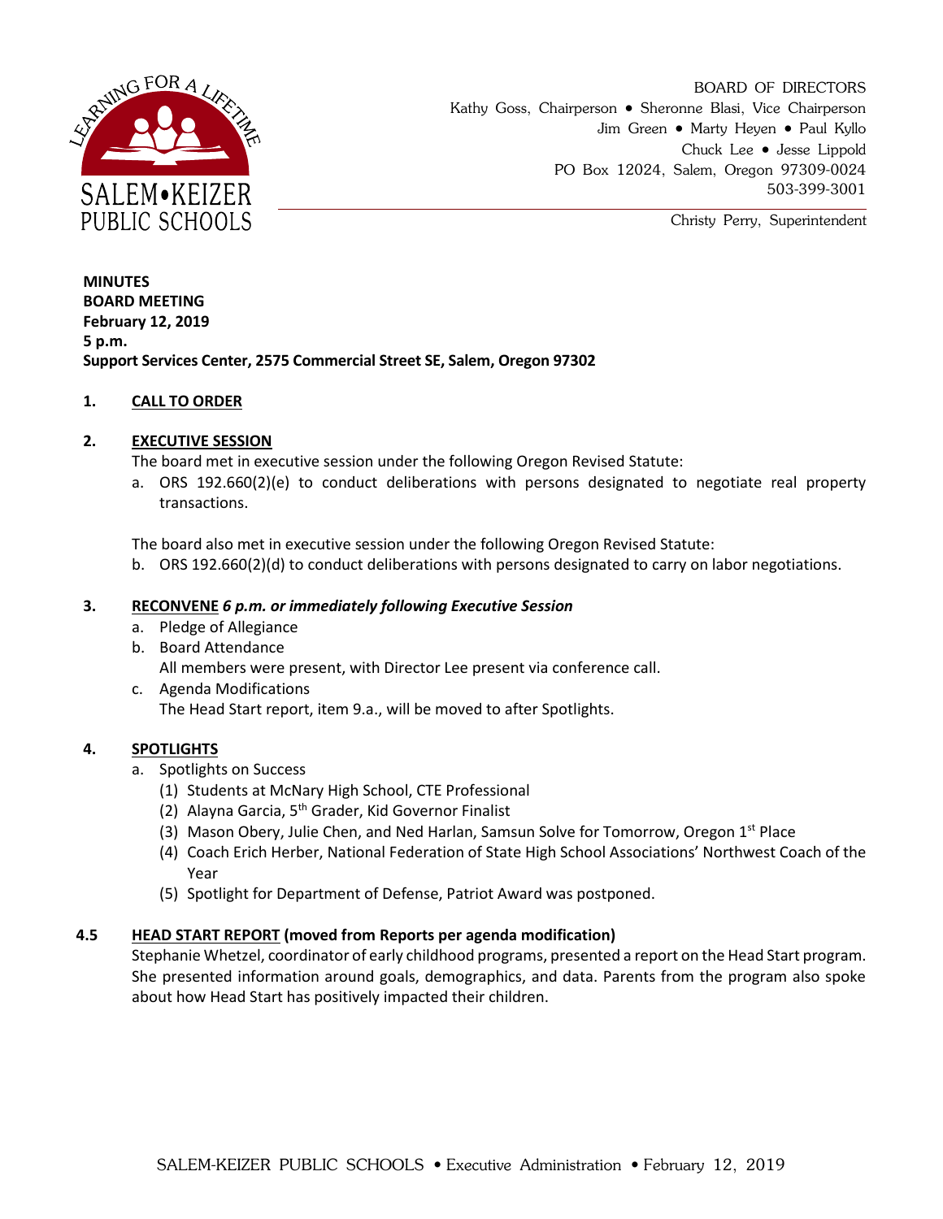SALEM•KEIZER PUBLIC SCHOOLS

BOARD OF DIRECTORS
Kathy Goss, Chairperson • Sheronne Blasi, Vice Chairperson
Jim Green • Marty Heyen • Paul Kyllo
Chuck Lee • Jesse Lippold
PO Box 12024, Salem, Oregon 97309-0024
503-399-3001

Christy Perry, Superintendent

**MINUTES**
**BOARD MEETING**
**February 12, 2019**
**5 p.m.**
**Support Services Center, 2575 Commercial Street SE, Salem, Oregon 97302**

**1. CALL TO ORDER**

**2. EXECUTIVE SESSION**

The board met in executive session under the following Oregon Revised Statute:

a. ORS 192.660(2)(e) to conduct deliberations with persons designated to negotiate real property transactions.

The board also met in executive session under the following Oregon Revised Statute:

b. ORS 192.660(2)(d) to conduct deliberations with persons designated to carry on labor negotiations.

**3. RECONVENE** ***6 p.m. or immediately following Executive Session***

a. Pledge of Allegiance
b. Board Attendance
   All members were present, with Director Lee present via conference call.
c. Agenda Modifications
   The Head Start report, item 9.a., will be moved to after Spotlights.

**4. SPOTLIGHTS**

a. Spotlights on Success
   (1) Students at McNary High School, CTE Professional
   (2) Alayna Garcia, 5th Grader, Kid Governor Finalist
   (3) Mason Obery, Julie Chen, and Ned Harlan, Samsun Solve for Tomorrow, Oregon 1st Place
   (4) Coach Erich Herber, National Federation of State High School Associations' Northwest Coach of the Year
   (5) Spotlight for Department of Defense, Patriot Award was postponed.

**4.5 HEAD START REPORT (moved from Reports per agenda modification)**

Stephanie Whetzel, coordinator of early childhood programs, presented a report on the Head Start program. She presented information around goals, demographics, and data. Parents from the program also spoke about how Head Start has positively impacted their children.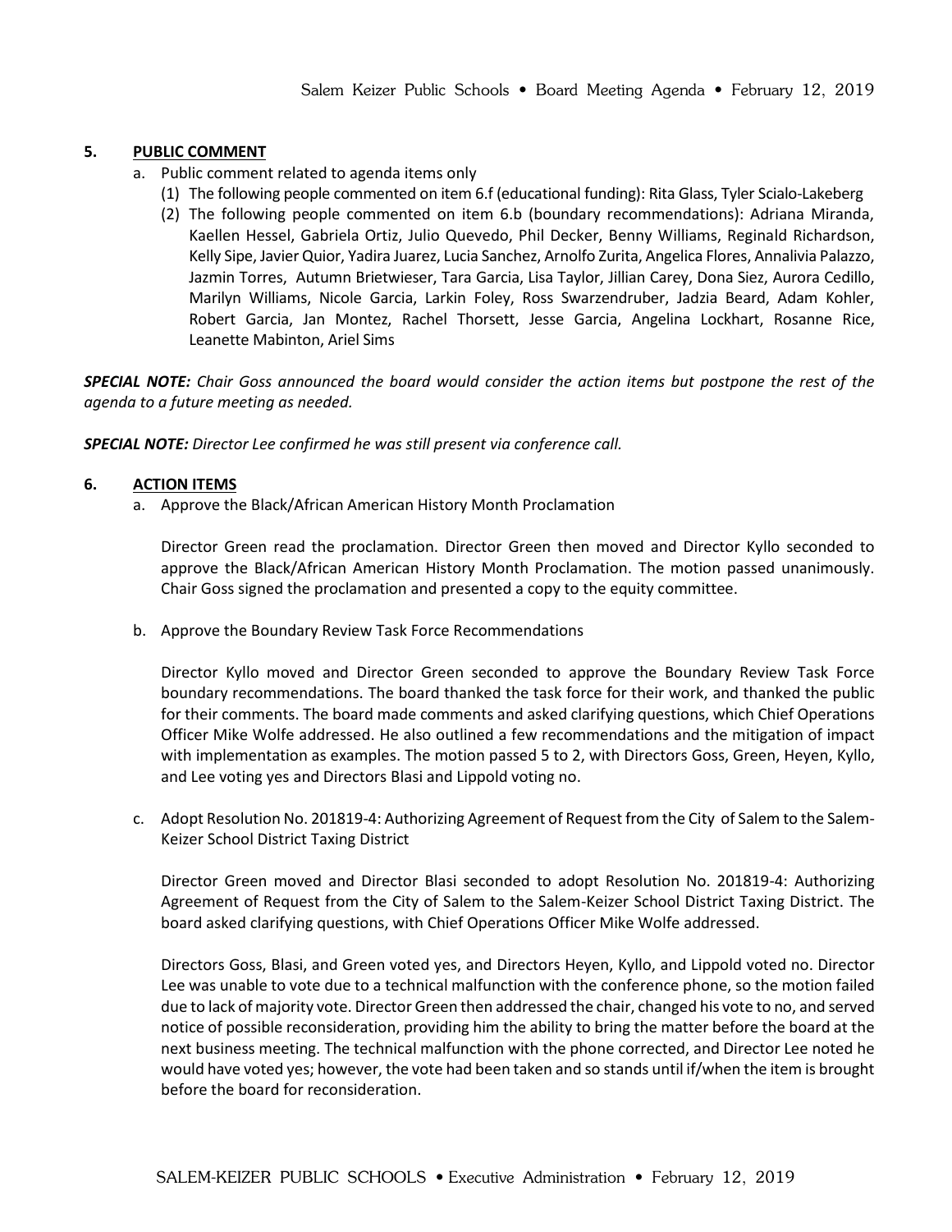## 5. PUBLIC COMMENT

a. Public comment related to agenda items only
   (1) The following people commented on item 6.f (educational funding): Rita Glass, Tyler Scialo-Lakeberg
   (2) The following people commented on item 6.b (boundary recommendations): Adriana Miranda, Kaellen Hessel, Gabriela Ortiz, Julio Quevedo, Phil Decker, Benny Williams, Reginald Richardson, Kelly Sipe, Javier Quior, Yadira Juarez, Lucia Sanchez, Arnolfo Zurita, Angelica Flores, Annalivia Palazzo, Jazmin Torres, Autumn Brietwieser, Tara Garcia, Lisa Taylor, Jillian Carey, Dona Siez, Aurora Cedillo, Marilyn Williams, Nicole Garcia, Larkin Foley, Ross Swarzendruber, Jadzia Beard, Adam Kohler, Robert Garcia, Jan Montez, Rachel Thorsett, Jesse Garcia, Angelina Lockhart, Rosanne Rice, Leanette Mabinton, Ariel Sims

***SPECIAL NOTE:*** *Chair Goss announced the board would consider the action items but postpone the rest of the agenda to a future meeting as needed.*

***SPECIAL NOTE:*** *Director Lee confirmed he was still present via conference call.*

## 6. ACTION ITEMS

a. Approve the Black/African American History Month Proclamation

   Director Green read the proclamation. Director Green then moved and Director Kyllo seconded to approve the Black/African American History Month Proclamation. The motion passed unanimously. Chair Goss signed the proclamation and presented a copy to the equity committee.

b. Approve the Boundary Review Task Force Recommendations

   Director Kyllo moved and Director Green seconded to approve the Boundary Review Task Force boundary recommendations. The board thanked the task force for their work, and thanked the public for their comments. The board made comments and asked clarifying questions, which Chief Operations Officer Mike Wolfe addressed. He also outlined a few recommendations and the mitigation of impact with implementation as examples. The motion passed 5 to 2, with Directors Goss, Green, Heyen, Kyllo, and Lee voting yes and Directors Blasi and Lippold voting no.

c. Adopt Resolution No. 201819-4: Authorizing Agreement of Request from the City of Salem to the Salem-Keizer School District Taxing District

   Director Green moved and Director Blasi seconded to adopt Resolution No. 201819-4: Authorizing Agreement of Request from the City of Salem to the Salem-Keizer School District Taxing District. The board asked clarifying questions, with Chief Operations Officer Mike Wolfe addressed.

   Directors Goss, Blasi, and Green voted yes, and Directors Heyen, Kyllo, and Lippold voted no. Director Lee was unable to vote due to a technical malfunction with the conference phone, so the motion failed due to lack of majority vote. Director Green then addressed the chair, changed his vote to no, and served notice of possible reconsideration, providing him the ability to bring the matter before the board at the next business meeting. The technical malfunction with the phone corrected, and Director Lee noted he would have voted yes; however, the vote had been taken and so stands until if/when the item is brought before the board for reconsideration.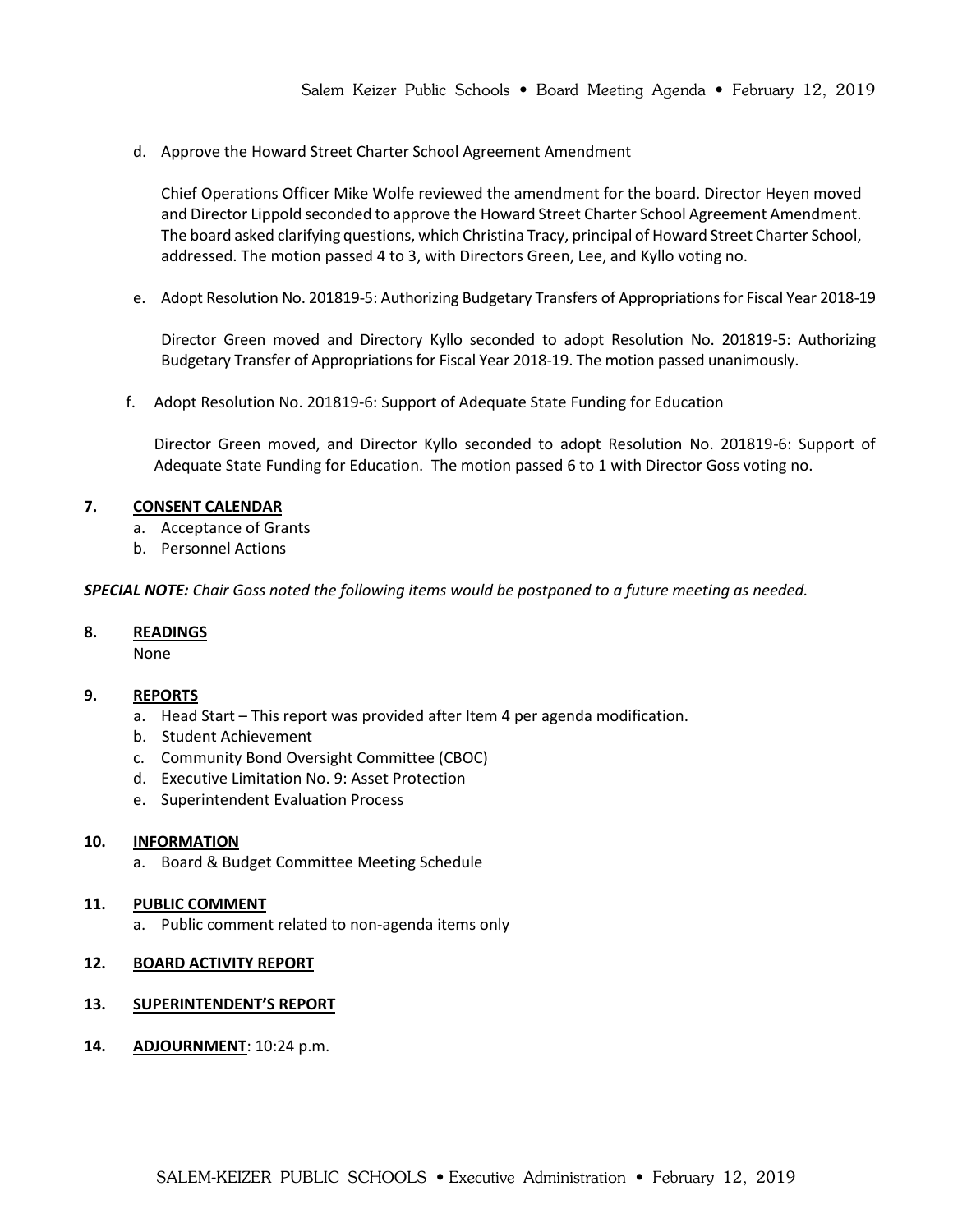d. Approve the Howard Street Charter School Agreement Amendment

Chief Operations Officer Mike Wolfe reviewed the amendment for the board. Director Heyen moved and Director Lippold seconded to approve the Howard Street Charter School Agreement Amendment. The board asked clarifying questions, which Christina Tracy, principal of Howard Street Charter School, addressed. The motion passed 4 to 3, with Directors Green, Lee, and Kyllo voting no.

e. Adopt Resolution No. 201819-5: Authorizing Budgetary Transfers of Appropriations for Fiscal Year 2018-19

Director Green moved and Directory Kyllo seconded to adopt Resolution No. 201819-5: Authorizing Budgetary Transfer of Appropriations for Fiscal Year 2018-19. The motion passed unanimously.

f. Adopt Resolution No. 201819-6: Support of Adequate State Funding for Education

Director Green moved, and Director Kyllo seconded to adopt Resolution No. 201819-6: Support of Adequate State Funding for Education. The motion passed 6 to 1 with Director Goss voting no.

**7. CONSENT CALENDAR**

a. Acceptance of Grants
b. Personnel Actions

***SPECIAL NOTE:*** *Chair Goss noted the following items would be postponed to a future meeting as needed.*

**8. READINGS**

None

**9. REPORTS**

a. Head Start – This report was provided after Item 4 per agenda modification.
b. Student Achievement
c. Community Bond Oversight Committee (CBOC)
d. Executive Limitation No. 9: Asset Protection
e. Superintendent Evaluation Process

**10. INFORMATION**

a. Board & Budget Committee Meeting Schedule

**11. PUBLIC COMMENT**

a. Public comment related to non-agenda items only

**12. BOARD ACTIVITY REPORT**

**13. SUPERINTENDENT'S REPORT**

**14. ADJOURNMENT**: 10:24 p.m.